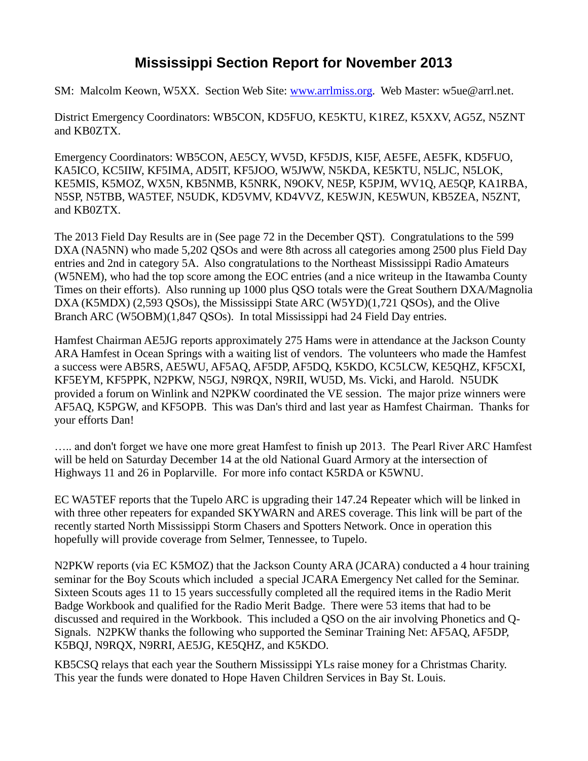# Mississippi Section Report for November 2013

SM: Malcolm Keown, W5XX. Section Web Site: www.arrlmiss.org. Web Master: w5ue@arrl.net.

District Emergency Coordinators: WB5CON, KD5FUO, KE5KTU, K1REZ, K5XXV, AG5Z, N5ZNT and KB0ZTX.

Emergency Coordinators: WB5CON, AE5CY, WV5D, KF5DJS, KI5F, AE5FE, AE5FK, KD5FUO, KA5ICO, KC5IIW, KF5IMA, AD5IT, KF5JOO, W5JWW, N5KDA, KE5KTU, N5LJC, N5LOK, KE5MIS, K5MOZ, WX5N, KB5NMB, K5NRK, N9OKV, NE5P, K5PJM, WV1Q, AE5QP, KA1RBA, N5SP, N5TBB, WA5TEF, N5UDK, KD5VMV, KD4VVZ, KE5WJN, KE5WUN, KB5ZEA, N5ZNT, and KB0ZTX.

The 2013 Field Day Results are in (See page 72 in the December QST). Congratulations to the 599 DXA (NA5NN) who made 5,202 QSOs and were 8th across all categories among 2500 plus Field Day entries and 2nd in category 5A. Also congratulations to the Northeast Mississippi Radio Amateurs (W5NEM), who had the top score among the EOC entries (and a nice writeup in the Itawamba County Times on their efforts). Also running up 1000 plus QSO totals were the Great Southern DXA/Magnolia DXA (K5MDX) (2,593 QSOs), the Mississippi State ARC (W5YD)(1,721 QSOs), and the Olive Branch ARC (W5OBM)(1,847 QSOs). In total Mississippi had 24 Field Day entries.

Hamfest Chairman AE5JG reports approximately 275 Hams were in attendance at the Jackson County ARA Hamfest in Ocean Springs with a waiting list of vendors. The volunteers who made the Hamfest a success were AB5RS, AE5WU, AF5AQ, AF5DP, AF5DQ, K5KDO, KC5LCW, KE5QHZ, KF5CXI, KF5EYM, KF5PPK, N2PKW, N5GJ, N9RQX, N9RII, WU5D, Ms. Vicki, and Harold. N5UDK provided a forum on Winlink and N2PKW coordinated the VE session. The major prize winners were AF5AQ, K5PGW, and KF5OPB. This was Dan's third and last year as Hamfest Chairman. Thanks for your efforts Dan!

….. and don't forget we have one more great Hamfest to finish up 2013. The Pearl River ARC Hamfest will be held on Saturday December 14 at the old National Guard Armory at the intersection of Highways 11 and 26 in Poplarville. For more info contact K5RDA or K5WNU.

EC WA5TEF reports that the Tupelo ARC is upgrading their 147.24 Repeater which will be linked in with three other repeaters for expanded SKYWARN and ARES coverage. This link will be part of the recently started North Mississippi Storm Chasers and Spotters Network. Once in operation this hopefully will provide coverage from Selmer, Tennessee, to Tupelo.

N2PKW reports (via EC K5MOZ) that the Jackson County ARA (JCARA) conducted a 4 hour training seminar for the Boy Scouts which included a special JCARA Emergency Net called for the Seminar. Sixteen Scouts ages 11 to 15 years successfully completed all the required items in the Radio Merit Badge Workbook and qualified for the Radio Merit Badge. There were 53 items that had to be discussed and required in the Workbook. This included a QSO on the air involving Phonetics and Q-Signals. N2PKW thanks the following who supported the Seminar Training Net: AF5AQ, AF5DP, K5BQJ, N9RQX, N9RRI, AE5JG, KE5QHZ, and K5KDO.

KB5CSQ relays that each year the Southern Mississippi YLs raise money for a Christmas Charity. This year the funds were donated to Hope Haven Children Services in Bay St. Louis.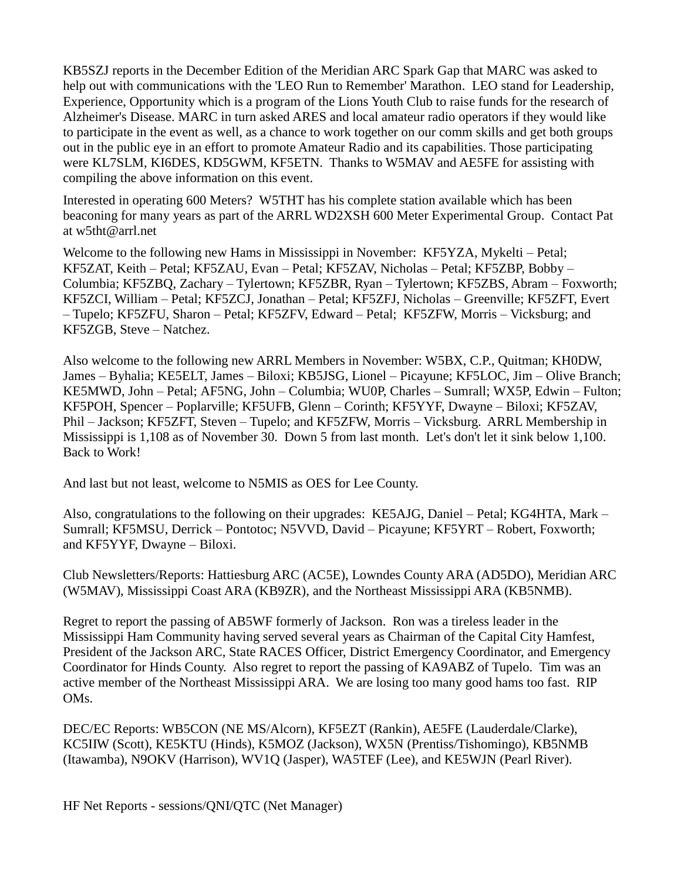KB5SZJ reports in the December Edition of the Meridian ARC Spark Gap that MARC was asked to help out with communications with the 'LEO Run to Remember' Marathon. LEO stand for Leadership, Experience, Opportunity which is a program of the Lions Youth Club to raise funds for the research of Alzheimer's Disease. MARC in turn asked ARES and local amateur radio operators if they would like to participate in the event as well, as a chance to work together on our comm skills and get both groups out in the public eye in an effort to promote Amateur Radio and its capabilities. Those participating were KL7SLM, KI6DES, KD5GWM, KF5ETN. Thanks to W5MAV and AE5FE for assisting with compiling the above information on this event.

Interested in operating 600 Meters? W5THT has his complete station available which has been beaconing for many years as part of the ARRL WD2XSH 600 Meter Experimental Group. Contact Pat at w5tht@arrl.net

Welcome to the following new Hams in Mississippi in November: KF5YZA, Mykelti – Petal; KF5ZAT, Keith – Petal; KF5ZAU, Evan – Petal; KF5ZAV, Nicholas – Petal; KF5ZBP, Bobby – Columbia; KF5ZBQ, Zachary – Tylertown; KF5ZBR, Ryan – Tylertown; KF5ZBS, Abram – Foxworth; KF5ZCI, William – Petal; KF5ZCJ, Jonathan – Petal; KF5ZFJ, Nicholas – Greenville; KF5ZFT, Evert – Tupelo; KF5ZFU, Sharon – Petal; KF5ZFV, Edward – Petal; KF5ZFW, Morris – Vicksburg; and KF5ZGB, Steve – Natchez.

Also welcome to the following new ARRL Members in November: W5BX, C.P., Quitman; KH0DW, James – Byhalia; KE5ELT, James – Biloxi; KB5JSG, Lionel – Picayune; KF5LOC, Jim – Olive Branch; KE5MWD, John – Petal; AF5NG, John – Columbia; WU0P, Charles – Sumrall; WX5P, Edwin – Fulton; KF5POH, Spencer – Poplarville; KF5UFB, Glenn – Corinth; KF5YYF, Dwayne – Biloxi; KF5ZAV, Phil – Jackson; KF5ZFT, Steven – Tupelo; and KF5ZFW, Morris – Vicksburg. ARRL Membership in Mississippi is 1,108 as of November 30. Down 5 from last month. Let's don't let it sink below 1,100. Back to Work!

And last but not least, welcome to N5MIS as OES for Lee County.

Also, congratulations to the following on their upgrades: KE5AJG, Daniel – Petal; KG4HTA, Mark – Sumrall; KF5MSU, Derrick – Pontotoc; N5VVD, David – Picayune; KF5YRT – Robert, Foxworth; and KF5YYF, Dwayne – Biloxi.

Club Newsletters/Reports: Hattiesburg ARC (AC5E), Lowndes County ARA (AD5DO), Meridian ARC (W5MAV), Mississippi Coast ARA (KB9ZR), and the Northeast Mississippi ARA (KB5NMB).

Regret to report the passing of AB5WF formerly of Jackson. Ron was a tireless leader in the Mississippi Ham Community having served several years as Chairman of the Capital City Hamfest, President of the Jackson ARC, State RACES Officer, District Emergency Coordinator, and Emergency Coordinator for Hinds County. Also regret to report the passing of KA9ABZ of Tupelo. Tim was an active member of the Northeast Mississippi ARA. We are losing too many good hams too fast. RIP OMs.

DEC/EC Reports: WB5CON (NE MS/Alcorn), KF5EZT (Rankin), AE5FE (Lauderdale/Clarke), KC5IIW (Scott), KE5KTU (Hinds), K5MOZ (Jackson), WX5N (Prentiss/Tishomingo), KB5NMB (Itawamba), N9OKV (Harrison), WV1Q (Jasper), WA5TEF (Lee), and KE5WJN (Pearl River).

HF Net Reports - sessions/QNI/QTC (Net Manager)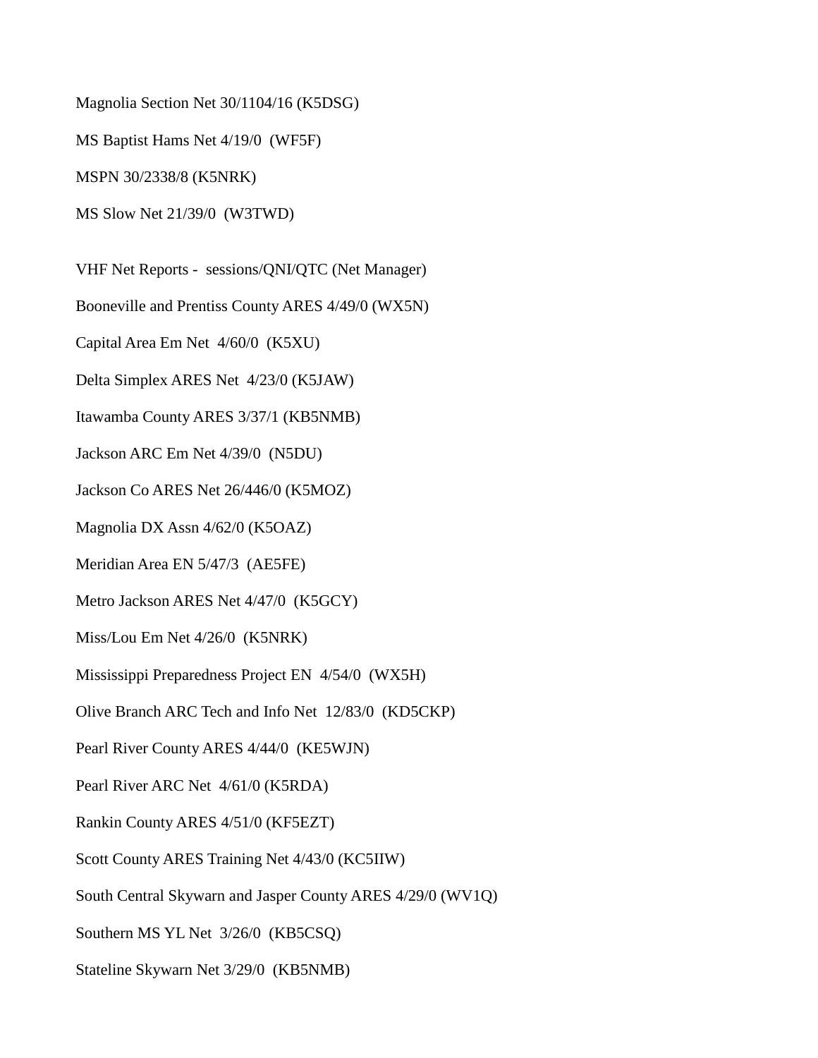Magnolia Section Net 30/1104/16 (K5DSG)

MS Baptist Hams Net 4/19/0  (WF5F)

MSPN 30/2338/8 (K5NRK)

MS Slow Net 21/39/0  (W3TWD)

VHF Net Reports -  sessions/QNI/QTC (Net Manager)

Booneville and Prentiss County ARES 4/49/0 (WX5N)

Capital Area Em Net  4/60/0  (K5XU)

Delta Simplex ARES Net  4/23/0 (K5JAW)

Itawamba County ARES 3/37/1 (KB5NMB)

Jackson ARC Em Net 4/39/0  (N5DU)

Jackson Co ARES Net 26/446/0 (K5MOZ)

Magnolia DX Assn 4/62/0 (K5OAZ)

Meridian Area EN 5/47/3  (AE5FE)

Metro Jackson ARES Net 4/47/0  (K5GCY)

Miss/Lou Em Net 4/26/0  (K5NRK)

Mississippi Preparedness Project EN  4/54/0  (WX5H)

Olive Branch ARC Tech and Info Net  12/83/0  (KD5CKP)

Pearl River County ARES 4/44/0  (KE5WJN)

Pearl River ARC Net  4/61/0 (K5RDA)

Rankin County ARES 4/51/0 (KF5EZT)

Scott County ARES Training Net 4/43/0 (KC5IIW)

South Central Skywarn and Jasper County ARES 4/29/0 (WV1Q)

Southern MS YL Net  3/26/0  (KB5CSQ)

Stateline Skywarn Net 3/29/0  (KB5NMB)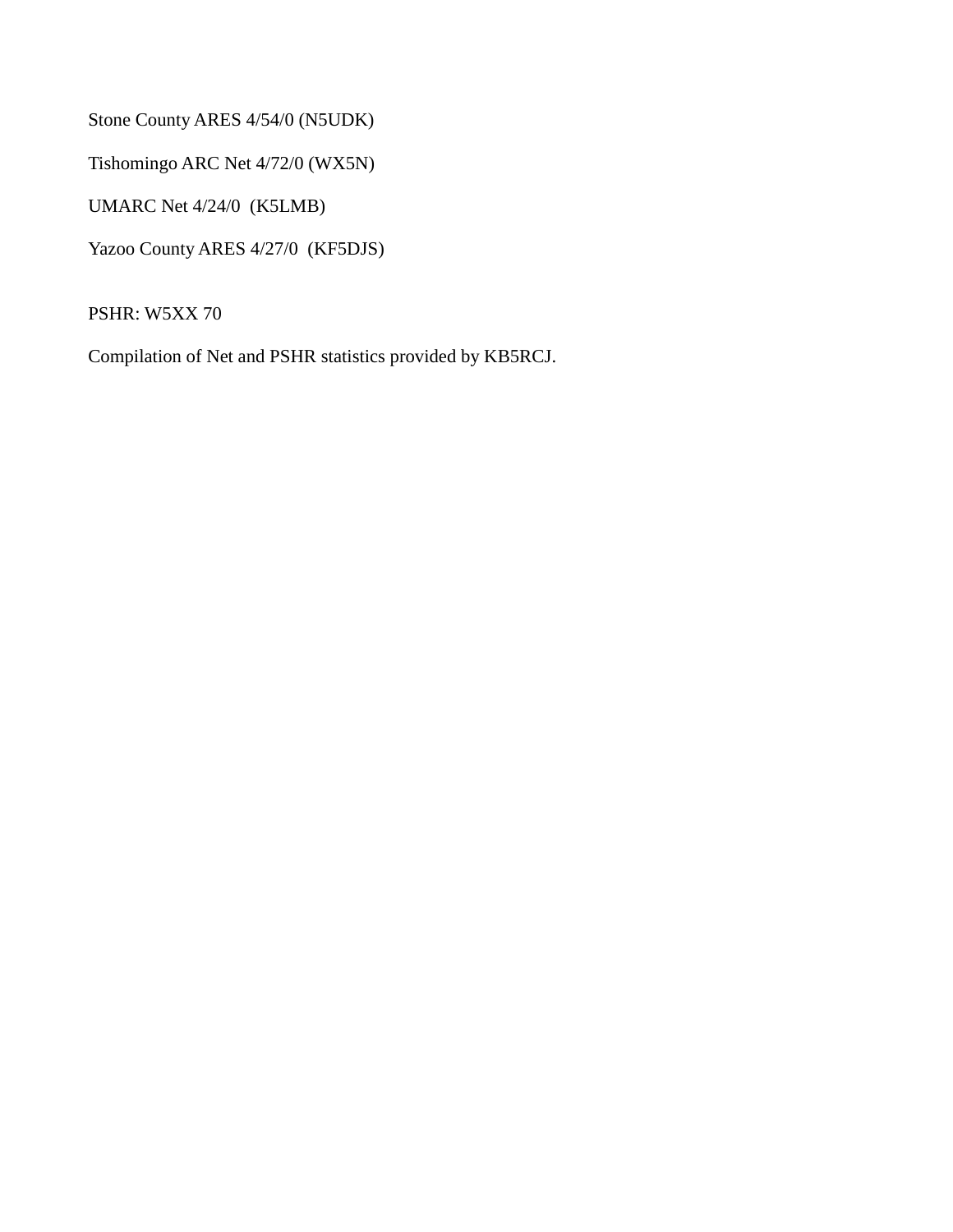Stone County ARES 4/54/0 (N5UDK)

Tishomingo ARC Net 4/72/0 (WX5N)

UMARC Net 4/24/0 (K5LMB)

Yazoo County ARES 4/27/0 (KF5DJS)

PSHR: W5XX 70

Compilation of Net and PSHR statistics provided by KB5RCJ.